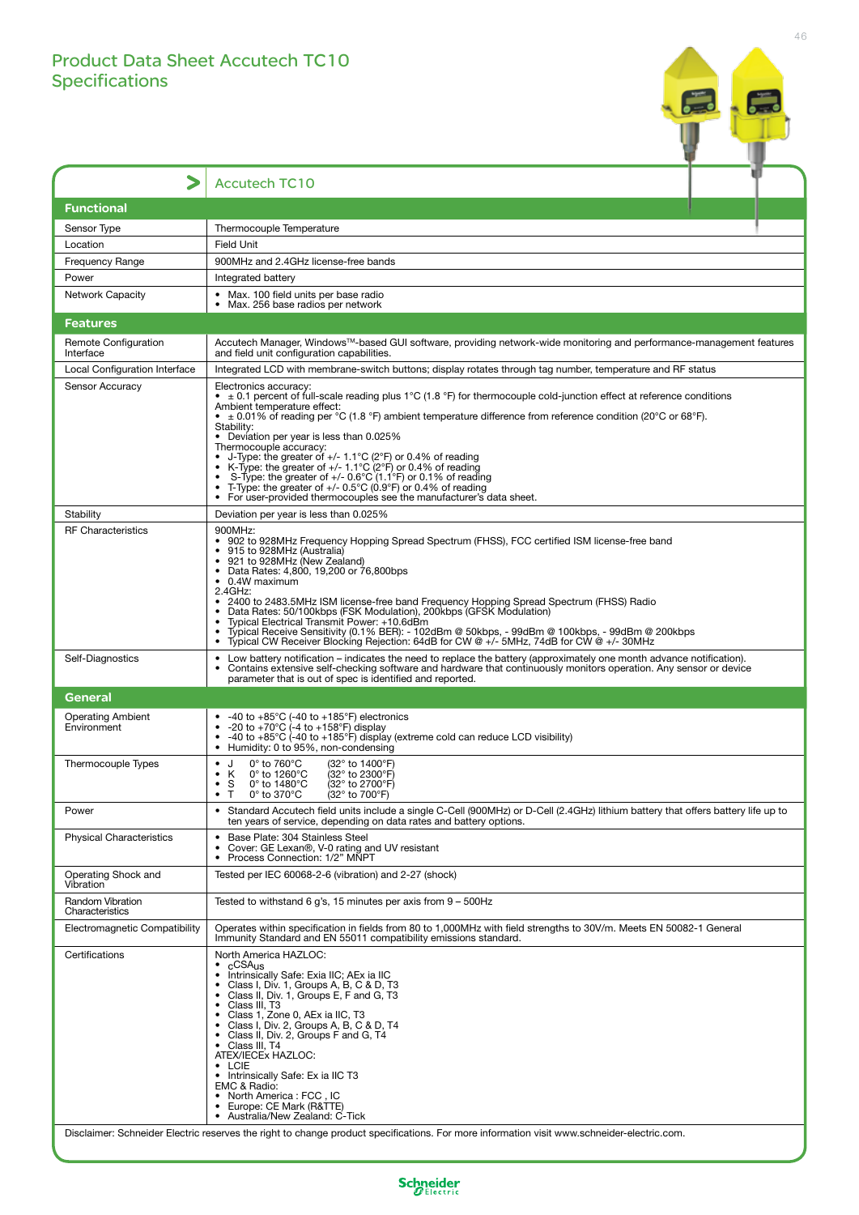# Product Data Sheet Accutech TC10
## Specifications

| | Accutech TC10 |
|---|---|
| **Functional** | |
| Sensor Type | Thermocouple Temperature |
| Location | Field Unit |
| Frequency Range | 900MHz and 2.4GHz license-free bands |
| Power | Integrated battery |
| Network Capacity | • Max. 100 field units per base radio<br>• Max. 256 base radios per network |
| **Features** | |
| Remote Configuration Interface | Accutech Manager, Windows™-based GUI software, providing network-wide monitoring and performance-management features and field unit configuration capabilities. |
| Local Configuration Interface | Integrated LCD with membrane-switch buttons; display rotates through tag number, temperature and RF status |
| Sensor Accuracy | Electronics accuracy:<br>• ± 0.1 percent of full-scale reading plus 1°C (1.8 °F) for thermocouple cold-junction effect at reference conditions<br>Ambient temperature effect:<br>• ± 0.01% of reading per °C (1.8 °F) ambient temperature difference from reference condition (20°C or 68°F).<br>Stability:<br>• Deviation per year is less than 0.025%<br>Thermocouple accuracy:<br>• J-Type: the greater of +/- 1.1°C (2°F) or 0.4% of reading<br>• K-Type: the greater of +/- 1.1°C (2°F) or 0.4% of reading<br>• S-Type: the greater of +/- 0.6°C (1.1°F) or 0.1% of reading<br>• T-Type: the greater of +/- 0.5°C (0.9°F) or 0.4% of reading<br>• For user-provided thermocouples see the manufacturer's data sheet. |
| Stability | Deviation per year is less than 0.025% |
| RF Characteristics | 900MHz:<br>• 902 to 928MHz Frequency Hopping Spread Spectrum (FHSS), FCC certified ISM license-free band<br>• 915 to 928MHz (Australia)<br>• 921 to 928MHz (New Zealand)<br>• Data Rates: 4,800, 19,200 or 76,800bps<br>• 0.4W maximum<br>2.4GHz:<br>• 2400 to 2483.5MHz ISM license-free band Frequency Hopping Spread Spectrum (FHSS) Radio<br>• Data Rates: 50/100kbps (FSK Modulation), 200kbps (GFSK Modulation)<br>• Typical Electrical Transmit Power: +10.6dBm<br>• Typical Receive Sensitivity (0.1% BER): - 102dBm @ 50kbps, - 99dBm @ 100kbps, - 99dBm @ 200kbps<br>• Typical CW Receiver Blocking Rejection: 64dB for CW @ +/- 5MHz, 74dB for CW @ +/- 30MHz |
| Self-Diagnostics | • Low battery notification – indicates the need to replace the battery (approximately one month advance notification).<br>• Contains extensive self-checking software and hardware that continuously monitors operation. Any sensor or device parameter that is out of spec is identified and reported. |
| **General** | |
| Operating Ambient Environment | • -40 to +85°C (-40 to +185°F) electronics<br>• -20 to +70°C (-4 to +158°F) display<br>• -40 to +85°C (-40 to +185°F) display (extreme cold can reduce LCD visibility)<br>• Humidity: 0 to 95%, non-condensing |
| Thermocouple Types | • J 0° to 760°C (32° to 1400°F)<br>• K 0° to 1260°C (32° to 2300°F)<br>• S 0° to 1480°C (32° to 2700°F)<br>• T 0° to 370°C (32° to 700°F) |
| Power | • Standard Accutech field units include a single C-Cell (900MHz) or D-Cell (2.4GHz) lithium battery that offers battery life up to ten years of service, depending on data rates and battery options. |
| Physical Characteristics | • Base Plate: 304 Stainless Steel<br>• Cover: GE Lexan®, V-0 rating and UV resistant<br>• Process Connection: 1/2" MNPT |
| Operating Shock and Vibration | Tested per IEC 60068-2-6 (vibration) and 2-27 (shock) |
| Random Vibration Characteristics | Tested to withstand 6 g's, 15 minutes per axis from 9 – 500Hz |
| Electromagnetic Compatibility | Operates within specification in fields from 80 to 1,000MHz with field strengths to 30V/m. Meets EN 50082-1 General Immunity Standard and EN 55011 compatibility emissions standard. |
| Certifications | North America HAZLOC:<br>• cCSAus<br>• Intrinsically Safe: Exia IIC; AEx ia IIC<br>• Class I, Div. 1, Groups A, B, C & D, T3<br>• Class II, Div. 1, Groups E, F and G, T3<br>• Class III, T3<br>• Class 1, Zone 0, AEx ia IIC, T3<br>• Class I, Div. 2, Groups A, B, C & D, T4<br>• Class II, Div. 2, Groups F and G, T4<br>• Class III, T4<br>ATEX/IECEx HAZLOC:<br>• LCIE<br>• Intrinsically Safe: Ex ia IIC T3<br>EMC & Radio:<br>• North America : FCC , IC<br>• Europe: CE Mark (R&TTE)<br>• Australia/New Zealand: C-Tick |

Disclaimer: Schneider Electric reserves the right to change product specifications. For more information visit www.schneider-electric.com.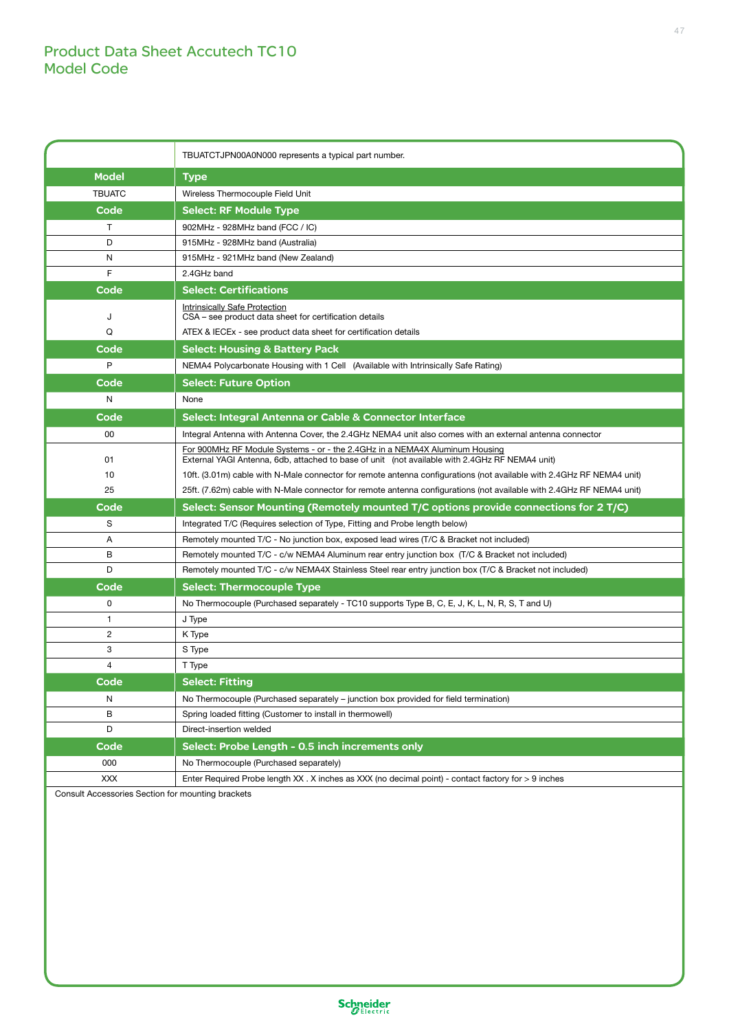# Product Data Sheet Accutech TC10
## Model Code

| | TBUATCTJPN00A0N000 represents a typical part number. |
|---|---|
| **Model** | **Type** |
| TBUATC | Wireless Thermocouple Field Unit |
| **Code** | **Select: RF Module Type** |
| T | 902MHz - 928MHz band (FCC / IC) |
| D | 915MHz - 928MHz band (Australia) |
| N | 915MHz - 921MHz band (New Zealand) |
| F | 2.4GHz band |
| **Code** | **Select: Certifications** |
| J | Intrinsically Safe Protection<br>CSA – see product data sheet for certification details |
| Q | ATEX & IECEx - see product data sheet for certification details |
| **Code** | **Select: Housing & Battery Pack** |
| P | NEMA4 Polycarbonate Housing with 1 Cell (Available with Intrinsically Safe Rating) |
| **Code** | **Select: Future Option** |
| N | None |
| **Code** | **Select: Integral Antenna or Cable & Connector Interface** |
| 00 | Integral Antenna with Antenna Cover, the 2.4GHz NEMA4 unit also comes with an external antenna connector |
| 01 | For 900MHz RF Module Systems - or - the 2.4GHz in a NEMA4X Aluminum Housing<br>External YAGI Antenna, 6db, attached to base of unit (not available with 2.4GHz RF NEMA4 unit) |
| 10 | 10ft. (3.01m) cable with N-Male connector for remote antenna configurations (not available with 2.4GHz RF NEMA4 unit) |
| 25 | 25ft. (7.62m) cable with N-Male connector for remote antenna configurations (not available with 2.4GHz RF NEMA4 unit) |
| **Code** | **Select: Sensor Mounting (Remotely mounted T/C options provide connections for 2 T/C)** |
| S | Integrated T/C (Requires selection of Type, Fitting and Probe length below) |
| A | Remotely mounted T/C - No junction box, exposed lead wires (T/C & Bracket not included) |
| B | Remotely mounted T/C - c/w NEMA4 Aluminum rear entry junction box (T/C & Bracket not included) |
| D | Remotely mounted T/C - c/w NEMA4X Stainless Steel rear entry junction box (T/C & Bracket not included) |
| **Code** | **Select: Thermocouple Type** |
| 0 | No Thermocouple (Purchased separately - TC10 supports Type B, C, E, J, K, L, N, R, S, T and U) |
| 1 | J Type |
| 2 | K Type |
| 3 | S Type |
| 4 | T Type |
| **Code** | **Select: Fitting** |
| N | No Thermocouple (Purchased separately – junction box provided for field termination) |
| B | Spring loaded fitting (Customer to install in thermowell) |
| D | Direct-insertion welded |
| **Code** | **Select: Probe Length - 0.5 inch increments only** |
| 000 | No Thermocouple (Purchased separately) |
| XXX | Enter Required Probe length XX . X inches as XXX (no decimal point) - contact factory for > 9 inches |

Consult Accessories Section for mounting brackets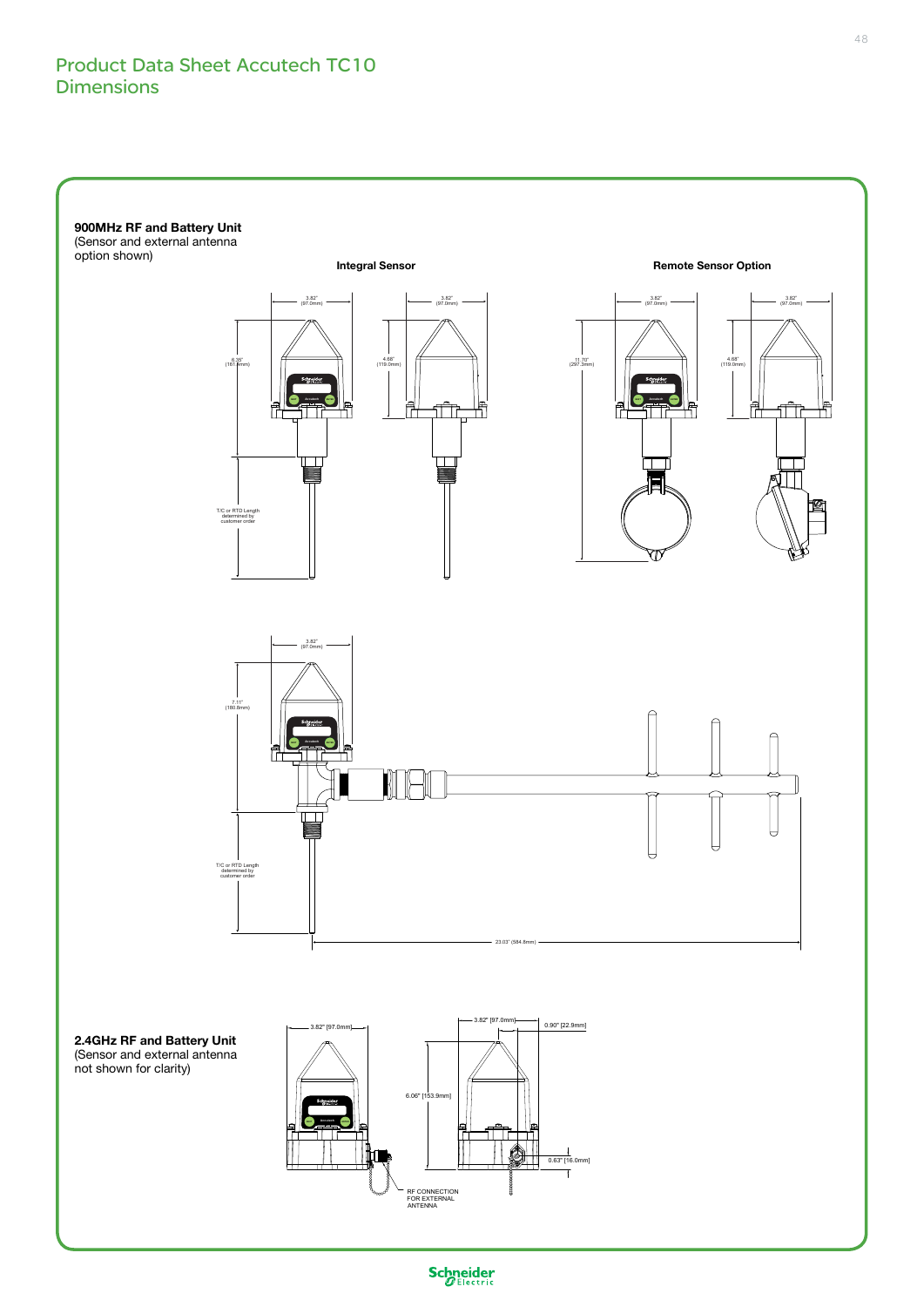# Product Data Sheet Accutech TC10
## Dimensions

**900MHz RF and Battery Unit**
(Sensor and external antenna option shown)

**Integral Sensor**

**Remote Sensor Option**

3.82" (97.0mm)

3.82" (97.0mm)

3.82" (97.0mm)

3.82" (97.0mm)

6.35" (161.3mm)

4.68" (119.0mm)

11.70" (297.3mm)

4.68" (119.0mm)

T/C or RTD Length determined by customer order

3.82" (97.0mm)

7.11" (180.6mm)

T/C or RTD Length determined by customer order

23.03" (584.8mm)

**2.4GHz RF and Battery Unit**
(Sensor and external antenna not shown for clarity)

3.82" [97.0mm]

3.82" [97.0mm]

0.90" [22.9mm]

6.06" [153.9mm]

0.63" [16.0mm]

RF CONNECTION FOR EXTERNAL ANTENNA